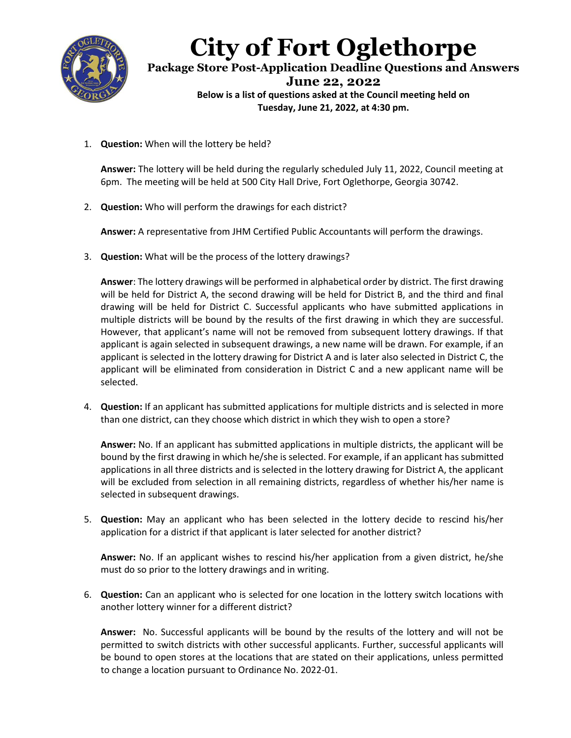# City of Fort Oglethorpe

## Package Store Post-Application Deadline Questions and Answers

## June 22, 2022

**Below is a list of questions asked at the Council meeting held on Tuesday, June 21, 2022, at 4:30 pm.**

1. **Question:** When will the lottery be held?

   **Answer:** The lottery will be held during the regularly scheduled July 11, 2022, Council meeting at 6pm. The meeting will be held at 500 City Hall Drive, Fort Oglethorpe, Georgia 30742.

2. **Question:** Who will perform the drawings for each district?

   **Answer:** A representative from JHM Certified Public Accountants will perform the drawings.

3. **Question:** What will be the process of the lottery drawings?

   **Answer**: The lottery drawings will be performed in alphabetical order by district. The first drawing will be held for District A, the second drawing will be held for District B, and the third and final drawing will be held for District C. Successful applicants who have submitted applications in multiple districts will be bound by the results of the first drawing in which they are successful. However, that applicant's name will not be removed from subsequent lottery drawings. If that applicant is again selected in subsequent drawings, a new name will be drawn. For example, if an applicant is selected in the lottery drawing for District A and is later also selected in District C, the applicant will be eliminated from consideration in District C and a new applicant name will be selected.

4. **Question:** If an applicant has submitted applications for multiple districts and is selected in more than one district, can they choose which district in which they wish to open a store?

   **Answer:** No. If an applicant has submitted applications in multiple districts, the applicant will be bound by the first drawing in which he/she is selected. For example, if an applicant has submitted applications in all three districts and is selected in the lottery drawing for District A, the applicant will be excluded from selection in all remaining districts, regardless of whether his/her name is selected in subsequent drawings.

5. **Question:** May an applicant who has been selected in the lottery decide to rescind his/her application for a district if that applicant is later selected for another district?

   **Answer:** No. If an applicant wishes to rescind his/her application from a given district, he/she must do so prior to the lottery drawings and in writing.

6. **Question:** Can an applicant who is selected for one location in the lottery switch locations with another lottery winner for a different district?

   **Answer:** No. Successful applicants will be bound by the results of the lottery and will not be permitted to switch districts with other successful applicants. Further, successful applicants will be bound to open stores at the locations that are stated on their applications, unless permitted to change a location pursuant to Ordinance No. 2022-01.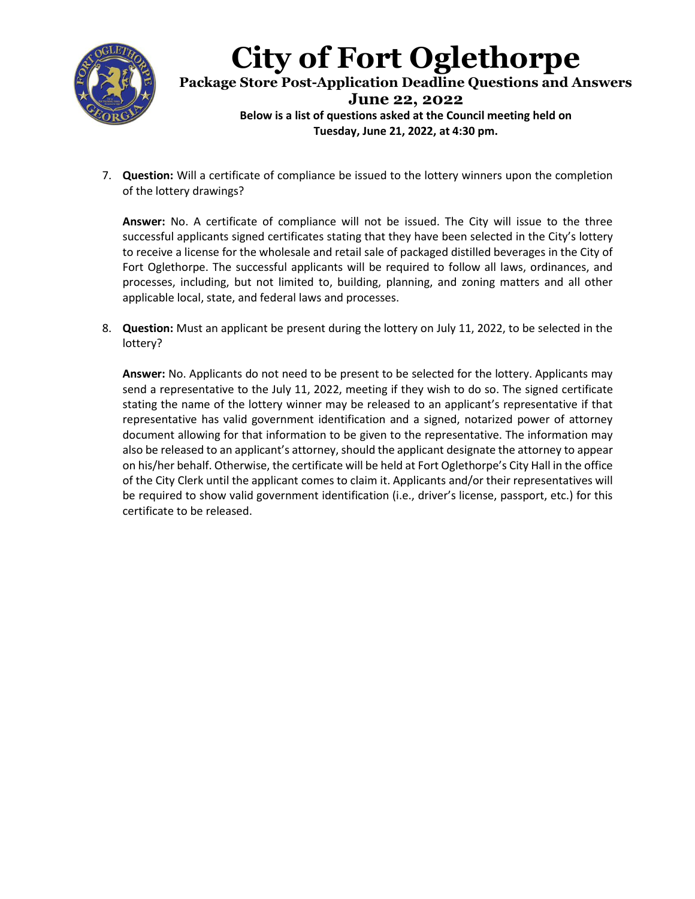# City of Fort Oglethorpe

## Package Store Post-Application Deadline Questions and Answers

## June 22, 2022

**Below is a list of questions asked at the Council meeting held on Tuesday, June 21, 2022, at 4:30 pm.**

7. **Question:** Will a certificate of compliance be issued to the lottery winners upon the completion of the lottery drawings?

   **Answer:** No. A certificate of compliance will not be issued. The City will issue to the three successful applicants signed certificates stating that they have been selected in the City's lottery to receive a license for the wholesale and retail sale of packaged distilled beverages in the City of Fort Oglethorpe. The successful applicants will be required to follow all laws, ordinances, and processes, including, but not limited to, building, planning, and zoning matters and all other applicable local, state, and federal laws and processes.

8. **Question:** Must an applicant be present during the lottery on July 11, 2022, to be selected in the lottery?

   **Answer:** No. Applicants do not need to be present to be selected for the lottery. Applicants may send a representative to the July 11, 2022, meeting if they wish to do so. The signed certificate stating the name of the lottery winner may be released to an applicant's representative if that representative has valid government identification and a signed, notarized power of attorney document allowing for that information to be given to the representative. The information may also be released to an applicant's attorney, should the applicant designate the attorney to appear on his/her behalf. Otherwise, the certificate will be held at Fort Oglethorpe's City Hall in the office of the City Clerk until the applicant comes to claim it. Applicants and/or their representatives will be required to show valid government identification (i.e., driver's license, passport, etc.) for this certificate to be released.